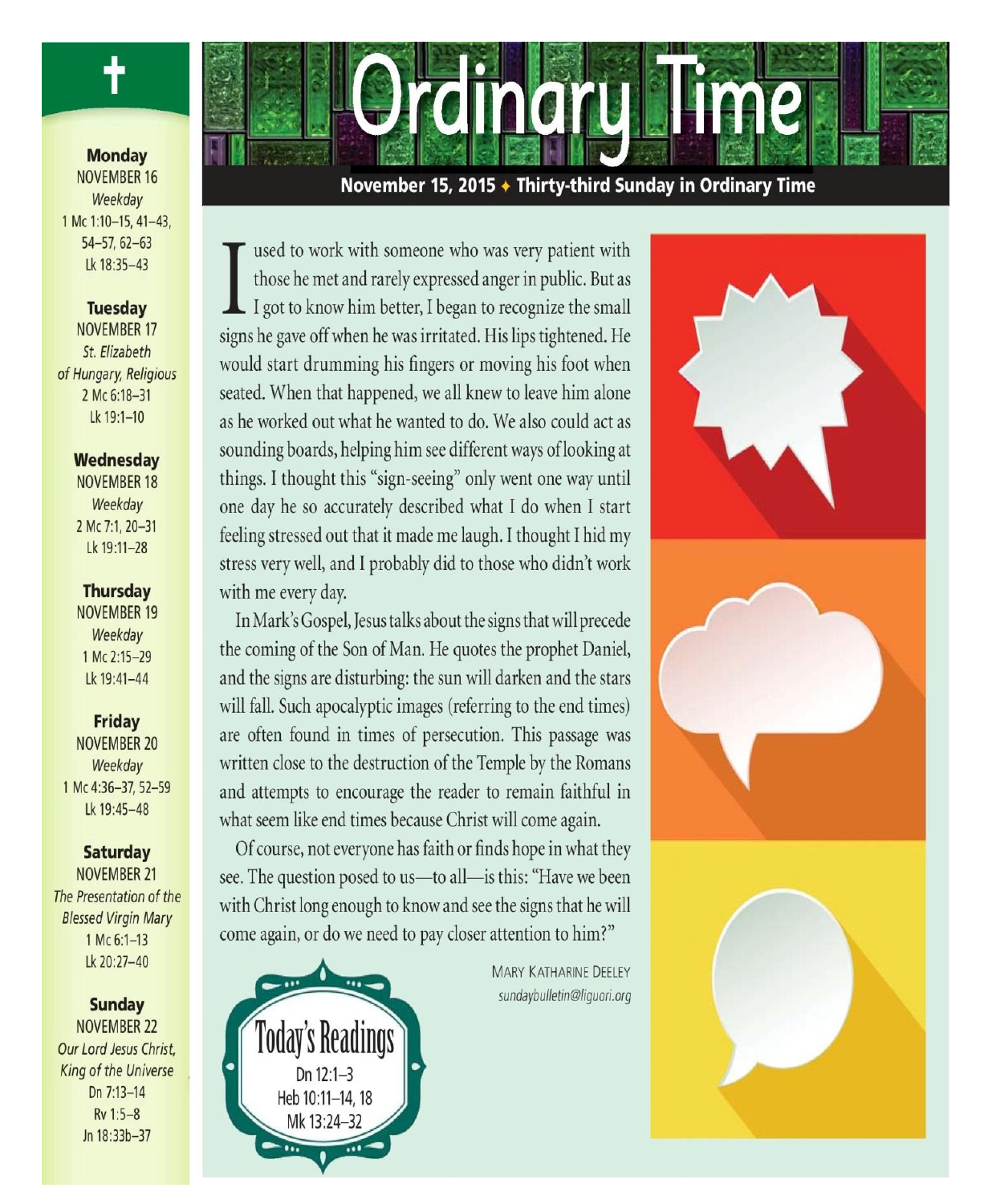# Ordinary Time

**November 15, 2015 ✦ Thirty-third Sunday in Ordinary Time**

I used to work with someone who was very patient with those he met and rarely expressed anger in public. But as I got to know him better, I began to recognize the small signs he gave off when he was irritated. His lips tightened. He would start drumming his fingers or moving his foot when seated. When that happened, we all knew to leave him alone as he worked out what he wanted to do. We also could act as sounding boards, helping him see different ways of looking at things. I thought this "sign-seeing" only went one way until one day he so accurately described what I do when I start feeling stressed out that it made me laugh. I thought I hid my stress very well, and I probably did to those who didn't work with me every day.

In Mark's Gospel, Jesus talks about the signs that will precede the coming of the Son of Man. He quotes the prophet Daniel, and the signs are disturbing: the sun will darken and the stars will fall. Such apocalyptic images (referring to the end times) are often found in times of persecution. This passage was written close to the destruction of the Temple by the Romans and attempts to encourage the reader to remain faithful in what seem like end times because Christ will come again.

Of course, not everyone has faith or finds hope in what they see. The question posed to us—to all—is this: "Have we been with Christ long enough to know and see the signs that he will come again, or do we need to pay closer attention to him?"

MARY KATHARINE DEELEY
*sundaybulletin@liguori.org*

## Today's Readings

Dn 12:1–3
Heb 10:11–14, 18
Mk 13:24–32

---

**Monday**
NOVEMBER 16
*Weekday*
1 Mc 1:10–15, 41–43, 54–57, 62–63
Lk 18:35–43

**Tuesday**
NOVEMBER 17
*St. Elizabeth of Hungary, Religious*
2 Mc 6:18–31
Lk 19:1–10

**Wednesday**
NOVEMBER 18
*Weekday*
2 Mc 7:1, 20–31
Lk 19:11–28

**Thursday**
NOVEMBER 19
*Weekday*
1 Mc 2:15–29
Lk 19:41–44

**Friday**
NOVEMBER 20
*Weekday*
1 Mc 4:36–37, 52–59
Lk 19:45–48

**Saturday**
NOVEMBER 21
*The Presentation of the Blessed Virgin Mary*
1 Mc 6:1–13
Lk 20:27–40

**Sunday**
NOVEMBER 22
*Our Lord Jesus Christ, King of the Universe*
Dn 7:13–14
Rv 1:5–8
Jn 18:33b–37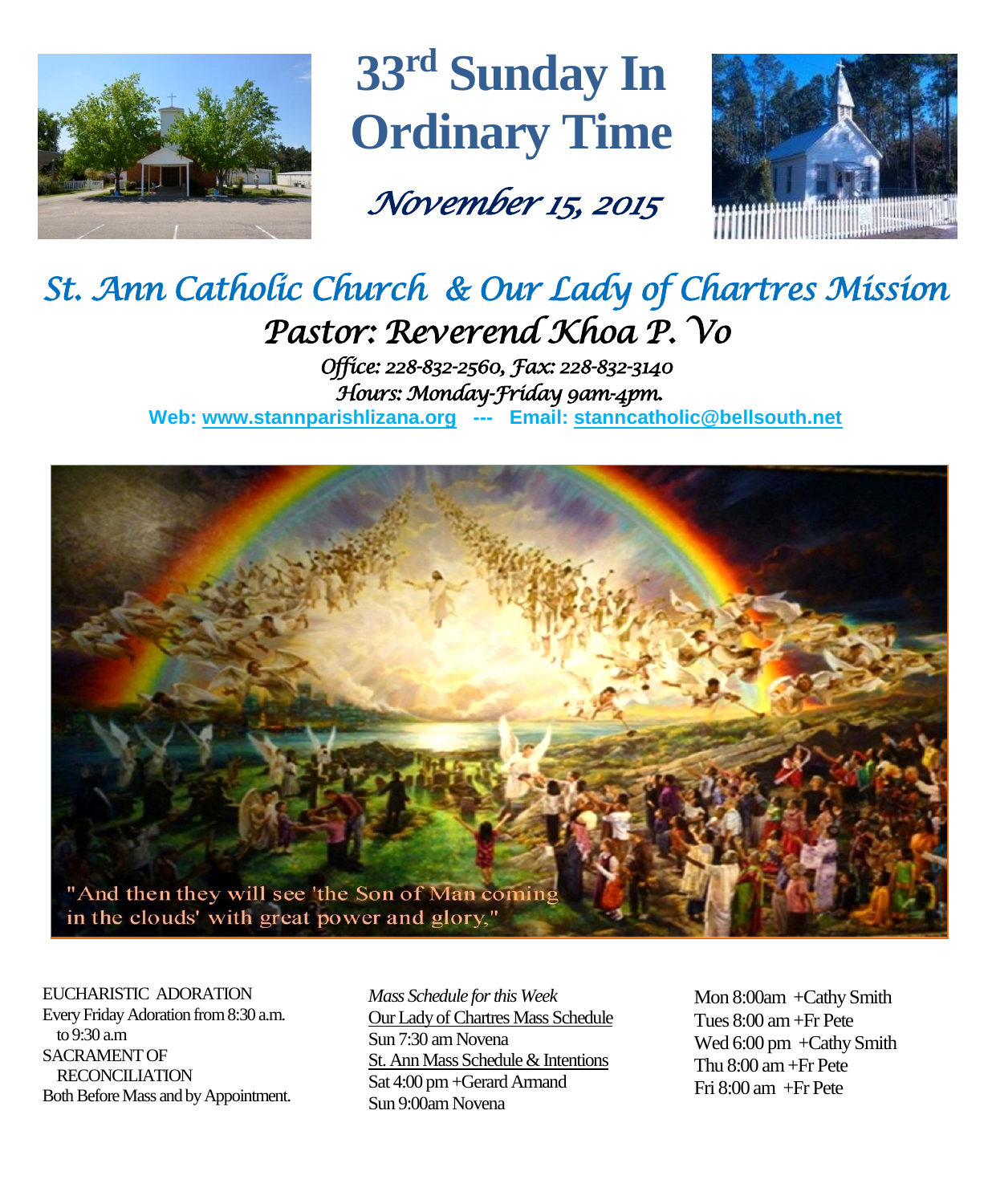# 33rd Sunday In Ordinary Time

*November 15, 2015*

## *St. Ann Catholic Church & Our Lady of Chartres Mission*

### *Pastor: Reverend Khoa P. Vo*

*Office: 228-832-2560, Fax: 228-832-3140*
*Hours: Monday-Friday 9am-4pm.*

**Web: www.stannparishlizana.org --- Email: stanncatholic@bellsouth.net**

"And then they will see 'the Son of Man coming in the clouds' with great power and glory,"

EUCHARISTIC ADORATION
Every Friday Adoration from 8:30 a.m. to 9:30 a.m
SACRAMENT OF RECONCILIATION
Both Before Mass and by Appointment.

*Mass Schedule for this Week*

Our Lady of Chartres Mass Schedule
Sun 7:30 am Novena

St. Ann Mass Schedule & Intentions
Sat 4:00 pm +Gerard Armand
Sun 9:00am Novena

Mon 8:00am +Cathy Smith
Tues 8:00 am +Fr Pete
Wed 6:00 pm +Cathy Smith
Thu 8:00 am +Fr Pete
Fri 8:00 am +Fr Pete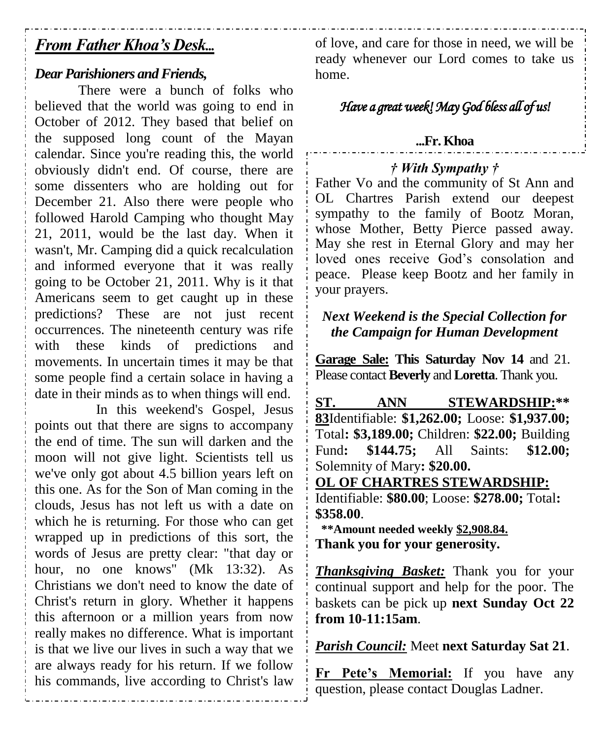## *From Father Khoa's Desk...*

### *Dear Parishioners and Friends,*

There were a bunch of folks who believed that the world was going to end in October of 2012. They based that belief on the supposed long count of the Mayan calendar. Since you're reading this, the world obviously didn't end. Of course, there are some dissenters who are holding out for December 21. Also there were people who followed Harold Camping who thought May 21, 2011, would be the last day. When it wasn't, Mr. Camping did a quick recalculation and informed everyone that it was really going to be October 21, 2011. Why is it that Americans seem to get caught up in these predictions? These are not just recent occurrences. The nineteenth century was rife with these kinds of predictions and movements. In uncertain times it may be that some people find a certain solace in having a date in their minds as to when things will end.

In this weekend's Gospel, Jesus points out that there are signs to accompany the end of time. The sun will darken and the moon will not give light. Scientists tell us we've only got about 4.5 billion years left on this one. As for the Son of Man coming in the clouds, Jesus has not left us with a date on which he is returning. For those who can get wrapped up in predictions of this sort, the words of Jesus are pretty clear: "that day or hour, no one knows" (Mk 13:32). As Christians we don't need to know the date of Christ's return in glory. Whether it happens this afternoon or a million years from now really makes no difference. What is important is that we live our lives in such a way that we are always ready for his return. If we follow his commands, live according to Christ's law of love, and care for those in need, we will be ready whenever our Lord comes to take us home.

*Have a great week! May God bless all of us!*

**...Fr. Khoa**

### *† With Sympathy †*

Father Vo and the community of St Ann and OL Chartres Parish extend our deepest sympathy to the family of Bootz Moran, whose Mother, Betty Pierce passed away. May she rest in Eternal Glory and may her loved ones receive God's consolation and peace. Please keep Bootz and her family in your prayers.

### *Next Weekend is the Special Collection for the Campaign for Human Development*

**Garage Sale: This Saturday Nov 14** and 21. Please contact **Beverly** and **Loretta**. Thank you.

**ST. ANN STEWARDSHIP:** **83** Identifiable: **$1,262.00;** Loose: **$1,937.00;** Total**: $3,189.00;** Children: **$22.00;** Building Fund**: $144.75;** All Saints: **$12.00;** Solemnity of Mary**: $20.00.**

**OL OF CHARTRES STEWARDSHIP:**
Identifiable: **$80.00**; Loose: **$278.00;** Total**: $358.00**.

**Amount needed weekly $2,908.84.**
**Thank you for your generosity.**

***Thanksgiving Basket:*** Thank you for your continual support and help for the poor. The baskets can be pick up **next Sunday Oct 22 from 10-11:15am**.

***Parish Council:*** Meet **next Saturday Sat 21**.

**Fr Pete's Memorial:** If you have any question, please contact Douglas Ladner.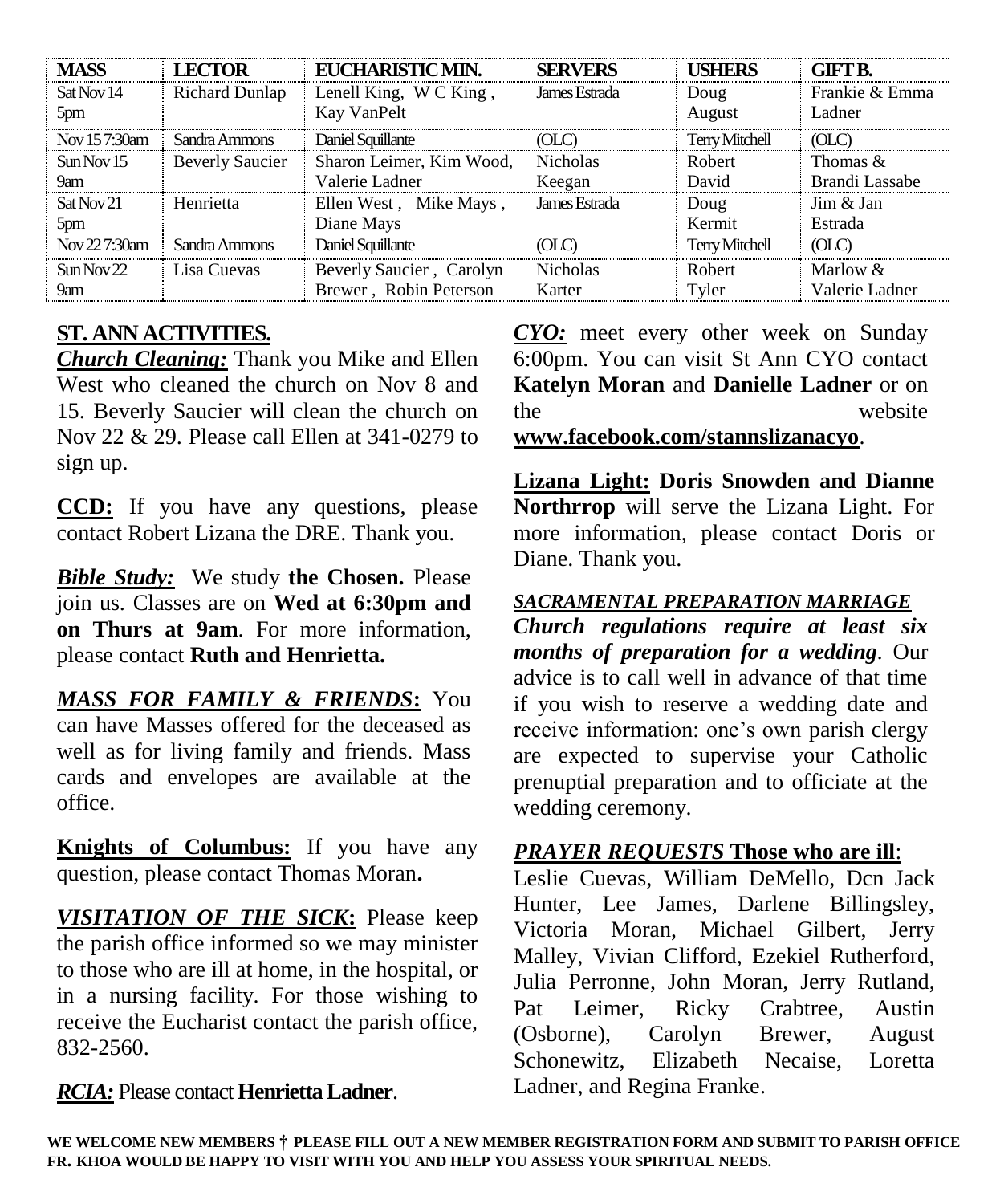| MASS | LECTOR | EUCHARISTIC MIN. | SERVERS | USHERS | GIFT B. |
|---|---|---|---|---|---|
| Sat Nov 14 5pm | Richard Dunlap | Lenell King, W C King, Kay VanPelt | James Estrada | Doug August | Frankie & Emma Ladner |
| Nov 15 7:30am | Sandra Ammons | Daniel Squillante | (OLC) | Terry Mitchell | (OLC) |
| Sun Nov 15 9am | Beverly Saucier | Sharon Leimer, Kim Wood, Valerie Ladner | Nicholas Keegan | Robert David | Thomas & Brandi Lassabe |
| Sat Nov 21 5pm | Henrietta | Ellen West, Mike Mays, Diane Mays | James Estrada | Doug Kermit | Jim & Jan Estrada |
| Nov 22 7:30am | Sandra Ammons | Daniel Squillante | (OLC) | Terry Mitchell | (OLC) |
| Sun Nov 22 9am | Lisa Cuevas | Beverly Saucier, Carolyn Brewer, Robin Peterson | Nicholas Karter | Robert Tyler | Marlow & Valerie Ladner |

## ST. ANN ACTIVITIES.

***Church Cleaning:*** Thank you Mike and Ellen West who cleaned the church on Nov 8 and 15. Beverly Saucier will clean the church on Nov 22 & 29. Please call Ellen at 341-0279 to sign up.

**CCD:** If you have any questions, please contact Robert Lizana the DRE. Thank you.

***Bible Study:*** We study **the Chosen.** Please join us. Classes are on **Wed at 6:30pm and on Thurs at 9am**. For more information, please contact **Ruth and Henrietta.**

***MASS FOR FAMILY & FRIENDS*:** You can have Masses offered for the deceased as well as for living family and friends. Mass cards and envelopes are available at the office.

**Knights of Columbus:** If you have any question, please contact Thomas Moran**.**

***VISITATION OF THE SICK*:** Please keep the parish office informed so we may minister to those who are ill at home, in the hospital, or in a nursing facility. For those wishing to receive the Eucharist contact the parish office, 832-2560.

***RCIA:*** Please contact **Henrietta Ladner**.

***CYO:*** meet every other week on Sunday 6:00pm. You can visit St Ann CYO contact **Katelyn Moran** and **Danielle Ladner** or on the website **www.facebook.com/stannslizanacyo**.

**Lizana Light: Doris Snowden and Dianne Northrrop** will serve the Lizana Light. For more information, please contact Doris or Diane. Thank you.

***SACRAMENTAL PREPARATION MARRIAGE***

***Church regulations require at least six months of preparation for a wedding***. Our advice is to call well in advance of that time if you wish to reserve a wedding date and receive information: one's own parish clergy are expected to supervise your Catholic prenuptial preparation and to officiate at the wedding ceremony.

***PRAYER REQUESTS* Those who are ill**:

Leslie Cuevas, William DeMello, Dcn Jack Hunter, Lee James, Darlene Billingsley, Victoria Moran, Michael Gilbert, Jerry Malley, Vivian Clifford, Ezekiel Rutherford, Julia Perronne, John Moran, Jerry Rutland, Pat Leimer, Ricky Crabtree, Austin (Osborne), Carolyn Brewer, August Schonewitz, Elizabeth Necaise, Loretta Ladner, and Regina Franke.

**WE WELCOME NEW MEMBERS † PLEASE FILL OUT A NEW MEMBER REGISTRATION FORM AND SUBMIT TO PARISH OFFICE FR. KHOA WOULD BE HAPPY TO VISIT WITH YOU AND HELP YOU ASSESS YOUR SPIRITUAL NEEDS.**